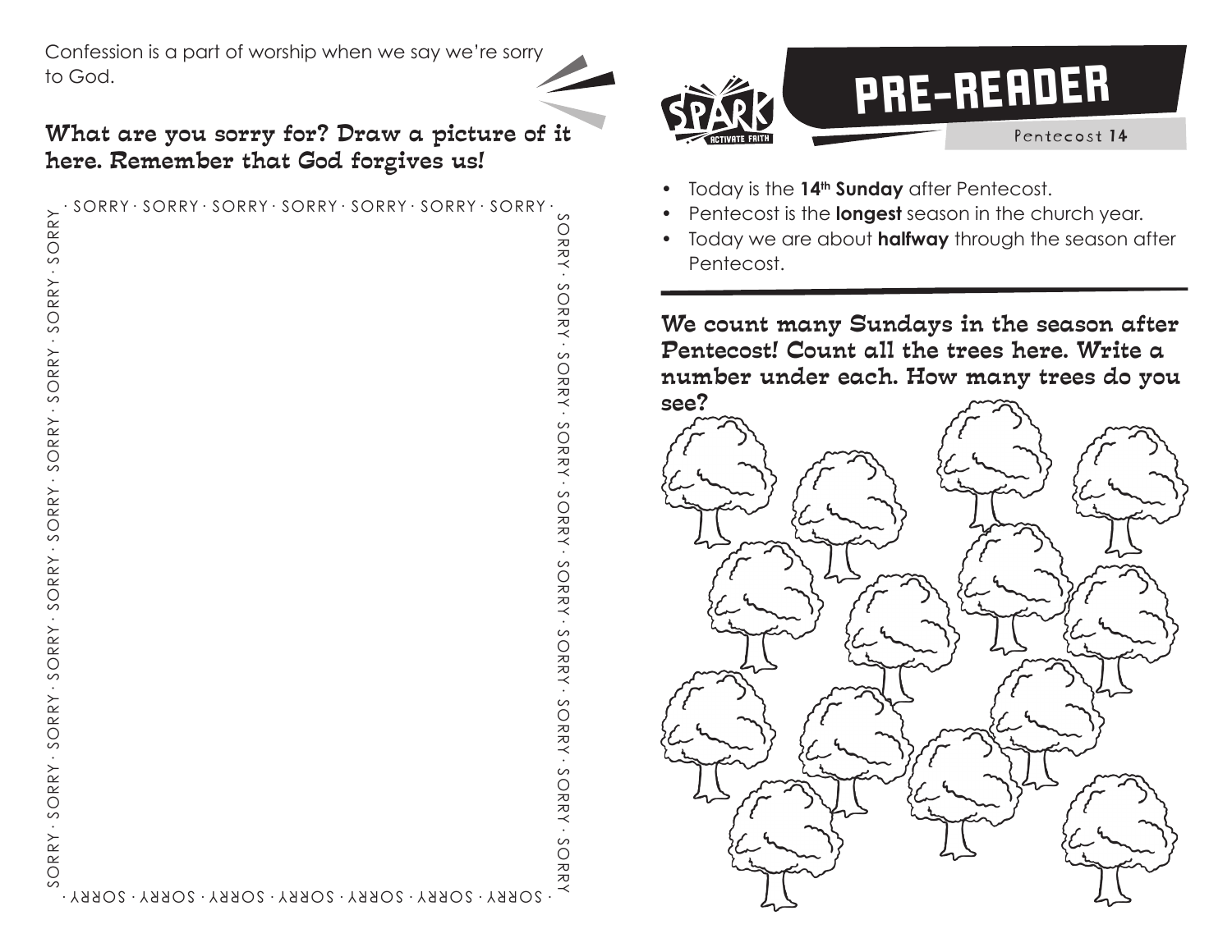Confession is a part of worship when we say we're sorry to God.

## What are you sorry for? Draw a picture of it here. Remember that God forgives us!

· SORRY · SORRY · SORRY · SORRY · SORRY · SORRY · SORRY ·

# PRE-READER

Pentecost 14

- Today is the **14th Sunday** after Pentecost.
- Pentecost is the **longest** season in the church year.
- Today we are about **halfway** through the season after Pentecost.

---

## We count many Sundays in the season after Pentecost! Count all the trees here. Write a number under each. How many trees do you see?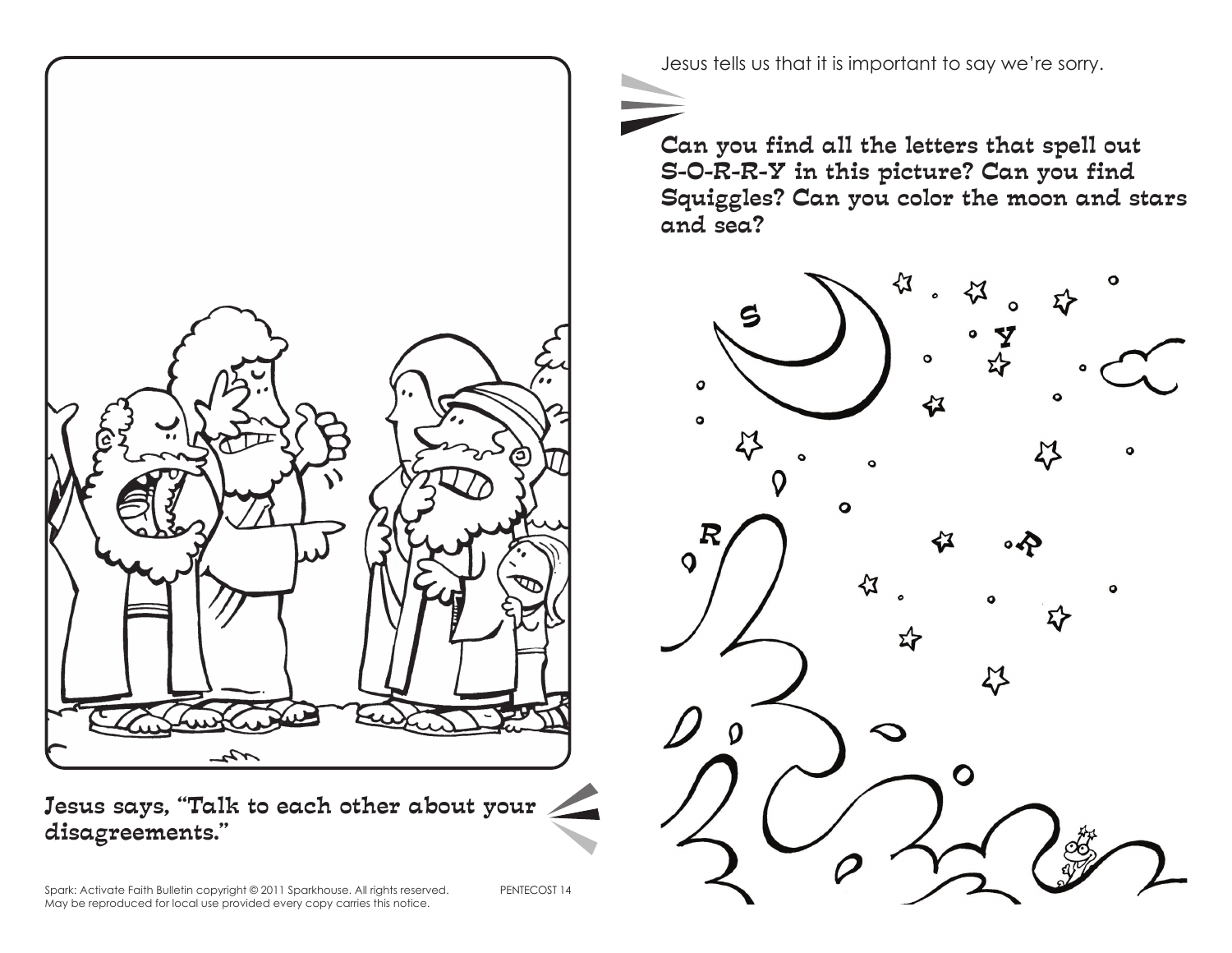Jesus says, "Talk to each other about your disagreements."

Spark: Activate Faith Bulletin copyright © 2011 Sparkhouse. All rights reserved. May be reproduced for local use provided every copy carries this notice.

PENTECOST 14

Jesus tells us that it is important to say we're sorry.

**Can you find all the letters that spell out S-O-R-R-Y in this picture? Can you find Squiggles? Can you color the moon and stars and sea?**